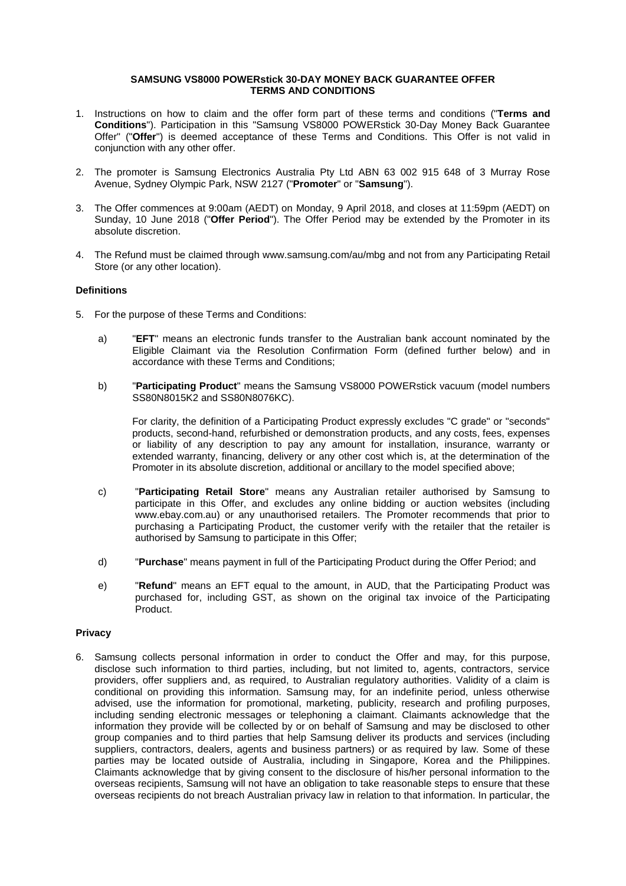**SAMSUNG VS8000 POWERstick 30-DAY MONEY BACK GUARANTEE OFFER TERMS AND CONDITIONS**

1. Instructions on how to claim and the offer form part of these terms and conditions ("**Terms and Conditions**"). Participation in this "Samsung VS8000 POWERstick 30-Day Money Back Guarantee Offer" ("**Offer**") is deemed acceptance of these Terms and Conditions. This Offer is not valid in conjunction with any other offer.

2. The promoter is Samsung Electronics Australia Pty Ltd ABN 63 002 915 648 of 3 Murray Rose Avenue, Sydney Olympic Park, NSW 2127 ("**Promoter**" or "**Samsung**").

3. The Offer commences at 9:00am (AEDT) on Monday, 9 April 2018, and closes at 11:59pm (AEDT) on Sunday, 10 June 2018 ("**Offer Period**"). The Offer Period may be extended by the Promoter in its absolute discretion.

4. The Refund must be claimed through www.samsung.com/au/mbg and not from any Participating Retail Store (or any other location).

**Definitions**

5. For the purpose of these Terms and Conditions:

   a) "**EFT**" means an electronic funds transfer to the Australian bank account nominated by the Eligible Claimant via the Resolution Confirmation Form (defined further below) and in accordance with these Terms and Conditions;

   b) "**Participating Product**" means the Samsung VS8000 POWERstick vacuum (model numbers SS80N8015K2 and SS80N8076KC).

      For clarity, the definition of a Participating Product expressly excludes "C grade" or "seconds" products, second-hand, refurbished or demonstration products, and any costs, fees, expenses or liability of any description to pay any amount for installation, insurance, warranty or extended warranty, financing, delivery or any other cost which is, at the determination of the Promoter in its absolute discretion, additional or ancillary to the model specified above;

   c) "**Participating Retail Store**" means any Australian retailer authorised by Samsung to participate in this Offer, and excludes any online bidding or auction websites (including www.ebay.com.au) or any unauthorised retailers. The Promoter recommends that prior to purchasing a Participating Product, the customer verify with the retailer that the retailer is authorised by Samsung to participate in this Offer;

   d) "**Purchase**" means payment in full of the Participating Product during the Offer Period; and

   e) "**Refund**" means an EFT equal to the amount, in AUD, that the Participating Product was purchased for, including GST, as shown on the original tax invoice of the Participating Product.

**Privacy**

6. Samsung collects personal information in order to conduct the Offer and may, for this purpose, disclose such information to third parties, including, but not limited to, agents, contractors, service providers, offer suppliers and, as required, to Australian regulatory authorities. Validity of a claim is conditional on providing this information. Samsung may, for an indefinite period, unless otherwise advised, use the information for promotional, marketing, publicity, research and profiling purposes, including sending electronic messages or telephoning a claimant. Claimants acknowledge that the information they provide will be collected by or on behalf of Samsung and may be disclosed to other group companies and to third parties that help Samsung deliver its products and services (including suppliers, contractors, dealers, agents and business partners) or as required by law. Some of these parties may be located outside of Australia, including in Singapore, Korea and the Philippines. Claimants acknowledge that by giving consent to the disclosure of his/her personal information to the overseas recipients, Samsung will not have an obligation to take reasonable steps to ensure that these overseas recipients do not breach Australian privacy law in relation to that information. In particular, the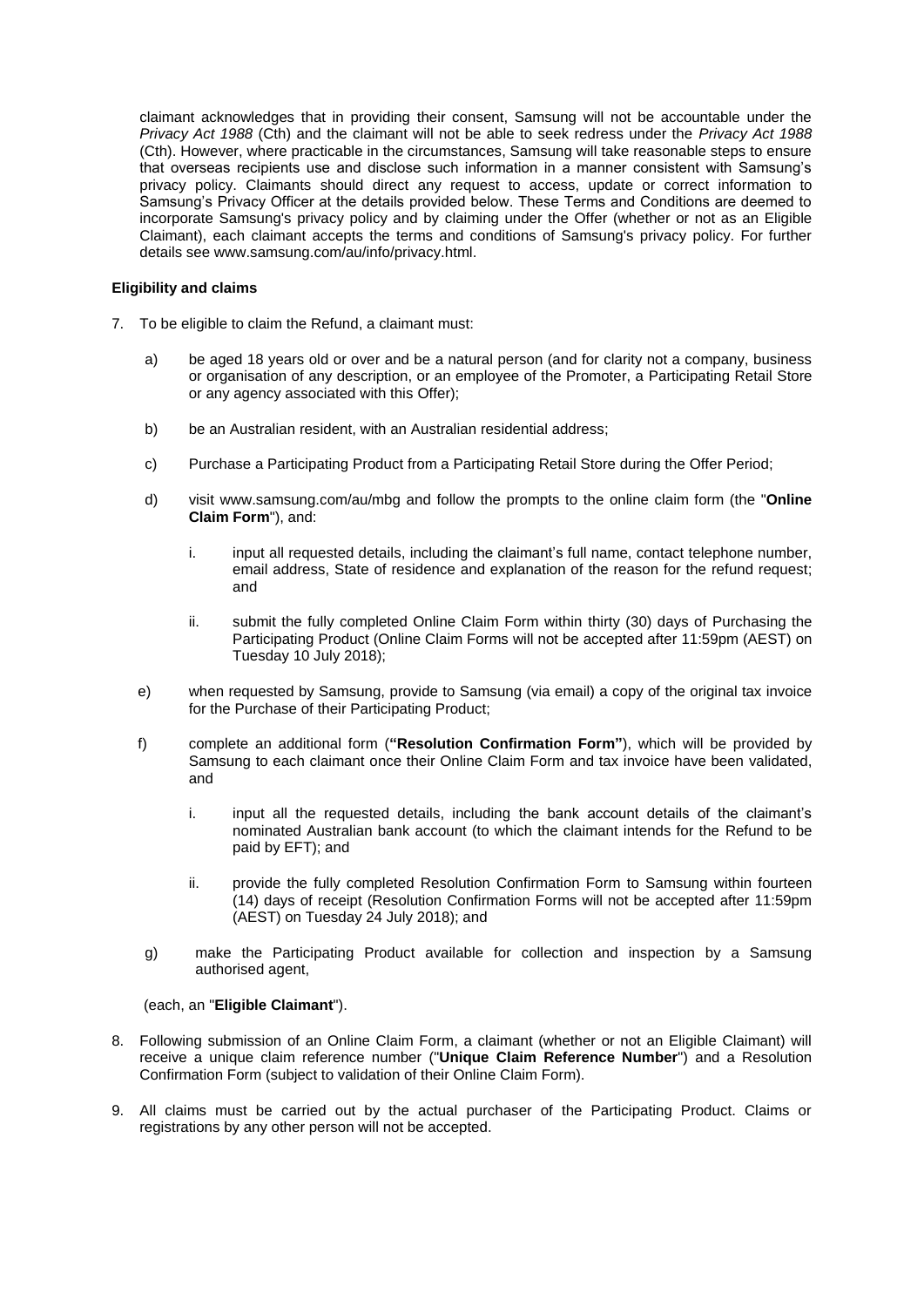claimant acknowledges that in providing their consent, Samsung will not be accountable under the *Privacy Act 1988* (Cth) and the claimant will not be able to seek redress under the *Privacy Act 1988* (Cth). However, where practicable in the circumstances, Samsung will take reasonable steps to ensure that overseas recipients use and disclose such information in a manner consistent with Samsung's privacy policy. Claimants should direct any request to access, update or correct information to Samsung's Privacy Officer at the details provided below. These Terms and Conditions are deemed to incorporate Samsung's privacy policy and by claiming under the Offer (whether or not as an Eligible Claimant), each claimant accepts the terms and conditions of Samsung's privacy policy. For further details see www.samsung.com/au/info/privacy.html.

**Eligibility and claims**

7. To be eligible to claim the Refund, a claimant must:

   a) be aged 18 years old or over and be a natural person (and for clarity not a company, business or organisation of any description, or an employee of the Promoter, a Participating Retail Store or any agency associated with this Offer);

   b) be an Australian resident, with an Australian residential address;

   c) Purchase a Participating Product from a Participating Retail Store during the Offer Period;

   d) visit www.samsung.com/au/mbg and follow the prompts to the online claim form (the "**Online Claim Form**"), and:

      i. input all requested details, including the claimant's full name, contact telephone number, email address, State of residence and explanation of the reason for the refund request; and

      ii. submit the fully completed Online Claim Form within thirty (30) days of Purchasing the Participating Product (Online Claim Forms will not be accepted after 11:59pm (AEST) on Tuesday 10 July 2018);

   e) when requested by Samsung, provide to Samsung (via email) a copy of the original tax invoice for the Purchase of their Participating Product;

   f) complete an additional form (**"Resolution Confirmation Form"**), which will be provided by Samsung to each claimant once their Online Claim Form and tax invoice have been validated, and

      i. input all the requested details, including the bank account details of the claimant's nominated Australian bank account (to which the claimant intends for the Refund to be paid by EFT); and

      ii. provide the fully completed Resolution Confirmation Form to Samsung within fourteen (14) days of receipt (Resolution Confirmation Forms will not be accepted after 11:59pm (AEST) on Tuesday 24 July 2018); and

   g) make the Participating Product available for collection and inspection by a Samsung authorised agent,

   (each, an "**Eligible Claimant**").

8. Following submission of an Online Claim Form, a claimant (whether or not an Eligible Claimant) will receive a unique claim reference number ("**Unique Claim Reference Number**") and a Resolution Confirmation Form (subject to validation of their Online Claim Form).

9. All claims must be carried out by the actual purchaser of the Participating Product. Claims or registrations by any other person will not be accepted.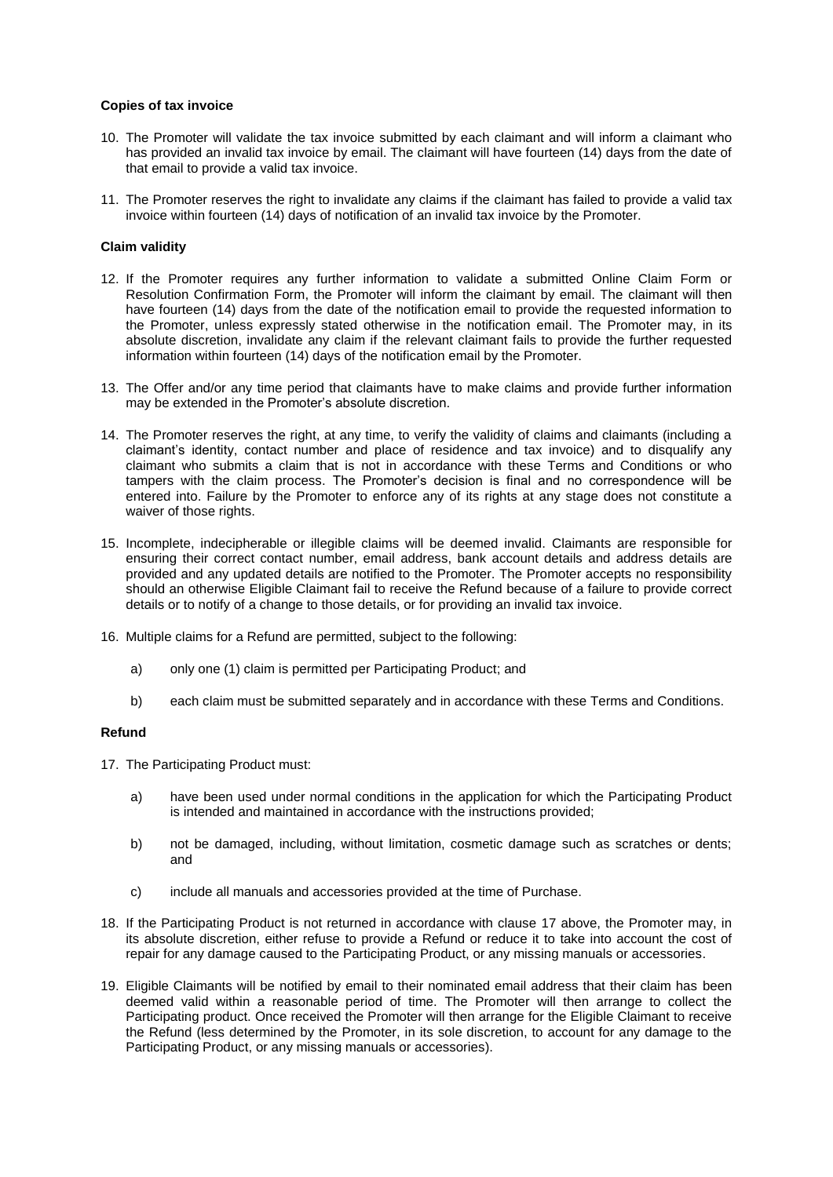**Copies of tax invoice**

10. The Promoter will validate the tax invoice submitted by each claimant and will inform a claimant who has provided an invalid tax invoice by email. The claimant will have fourteen (14) days from the date of that email to provide a valid tax invoice.

11. The Promoter reserves the right to invalidate any claims if the claimant has failed to provide a valid tax invoice within fourteen (14) days of notification of an invalid tax invoice by the Promoter.

**Claim validity**

12. If the Promoter requires any further information to validate a submitted Online Claim Form or Resolution Confirmation Form, the Promoter will inform the claimant by email. The claimant will then have fourteen (14) days from the date of the notification email to provide the requested information to the Promoter, unless expressly stated otherwise in the notification email. The Promoter may, in its absolute discretion, invalidate any claim if the relevant claimant fails to provide the further requested information within fourteen (14) days of the notification email by the Promoter.

13. The Offer and/or any time period that claimants have to make claims and provide further information may be extended in the Promoter's absolute discretion.

14. The Promoter reserves the right, at any time, to verify the validity of claims and claimants (including a claimant's identity, contact number and place of residence and tax invoice) and to disqualify any claimant who submits a claim that is not in accordance with these Terms and Conditions or who tampers with the claim process. The Promoter's decision is final and no correspondence will be entered into. Failure by the Promoter to enforce any of its rights at any stage does not constitute a waiver of those rights.

15. Incomplete, indecipherable or illegible claims will be deemed invalid. Claimants are responsible for ensuring their correct contact number, email address, bank account details and address details are provided and any updated details are notified to the Promoter. The Promoter accepts no responsibility should an otherwise Eligible Claimant fail to receive the Refund because of a failure to provide correct details or to notify of a change to those details, or for providing an invalid tax invoice.

16. Multiple claims for a Refund are permitted, subject to the following:

    a) only one (1) claim is permitted per Participating Product; and

    b) each claim must be submitted separately and in accordance with these Terms and Conditions.

**Refund**

17. The Participating Product must:

    a) have been used under normal conditions in the application for which the Participating Product is intended and maintained in accordance with the instructions provided;

    b) not be damaged, including, without limitation, cosmetic damage such as scratches or dents; and

    c) include all manuals and accessories provided at the time of Purchase.

18. If the Participating Product is not returned in accordance with clause 17 above, the Promoter may, in its absolute discretion, either refuse to provide a Refund or reduce it to take into account the cost of repair for any damage caused to the Participating Product, or any missing manuals or accessories.

19. Eligible Claimants will be notified by email to their nominated email address that their claim has been deemed valid within a reasonable period of time. The Promoter will then arrange to collect the Participating product. Once received the Promoter will then arrange for the Eligible Claimant to receive the Refund (less determined by the Promoter, in its sole discretion, to account for any damage to the Participating Product, or any missing manuals or accessories).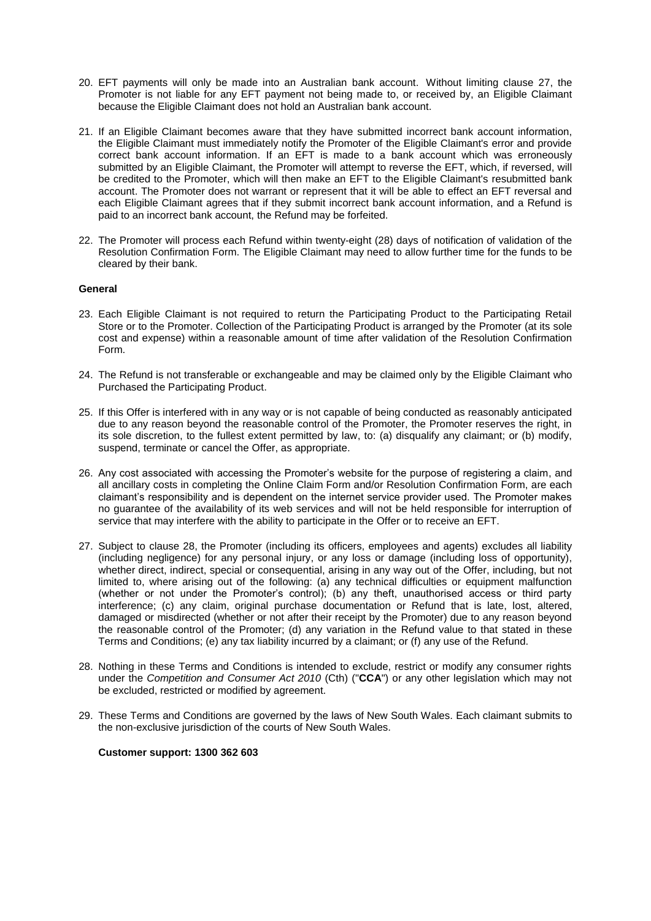20. EFT payments will only be made into an Australian bank account. Without limiting clause 27, the Promoter is not liable for any EFT payment not being made to, or received by, an Eligible Claimant because the Eligible Claimant does not hold an Australian bank account.

21. If an Eligible Claimant becomes aware that they have submitted incorrect bank account information, the Eligible Claimant must immediately notify the Promoter of the Eligible Claimant's error and provide correct bank account information. If an EFT is made to a bank account which was erroneously submitted by an Eligible Claimant, the Promoter will attempt to reverse the EFT, which, if reversed, will be credited to the Promoter, which will then make an EFT to the Eligible Claimant's resubmitted bank account. The Promoter does not warrant or represent that it will be able to effect an EFT reversal and each Eligible Claimant agrees that if they submit incorrect bank account information, and a Refund is paid to an incorrect bank account, the Refund may be forfeited.

22. The Promoter will process each Refund within twenty-eight (28) days of notification of validation of the Resolution Confirmation Form. The Eligible Claimant may need to allow further time for the funds to be cleared by their bank.

**General**

23. Each Eligible Claimant is not required to return the Participating Product to the Participating Retail Store or to the Promoter. Collection of the Participating Product is arranged by the Promoter (at its sole cost and expense) within a reasonable amount of time after validation of the Resolution Confirmation Form.

24. The Refund is not transferable or exchangeable and may be claimed only by the Eligible Claimant who Purchased the Participating Product.

25. If this Offer is interfered with in any way or is not capable of being conducted as reasonably anticipated due to any reason beyond the reasonable control of the Promoter, the Promoter reserves the right, in its sole discretion, to the fullest extent permitted by law, to: (a) disqualify any claimant; or (b) modify, suspend, terminate or cancel the Offer, as appropriate.

26. Any cost associated with accessing the Promoter's website for the purpose of registering a claim, and all ancillary costs in completing the Online Claim Form and/or Resolution Confirmation Form, are each claimant's responsibility and is dependent on the internet service provider used. The Promoter makes no guarantee of the availability of its web services and will not be held responsible for interruption of service that may interfere with the ability to participate in the Offer or to receive an EFT.

27. Subject to clause 28, the Promoter (including its officers, employees and agents) excludes all liability (including negligence) for any personal injury, or any loss or damage (including loss of opportunity), whether direct, indirect, special or consequential, arising in any way out of the Offer, including, but not limited to, where arising out of the following: (a) any technical difficulties or equipment malfunction (whether or not under the Promoter's control); (b) any theft, unauthorised access or third party interference; (c) any claim, original purchase documentation or Refund that is late, lost, altered, damaged or misdirected (whether or not after their receipt by the Promoter) due to any reason beyond the reasonable control of the Promoter; (d) any variation in the Refund value to that stated in these Terms and Conditions; (e) any tax liability incurred by a claimant; or (f) any use of the Refund.

28. Nothing in these Terms and Conditions is intended to exclude, restrict or modify any consumer rights under the *Competition and Consumer Act 2010* (Cth) ("**CCA**") or any other legislation which may not be excluded, restricted or modified by agreement.

29. These Terms and Conditions are governed by the laws of New South Wales. Each claimant submits to the non-exclusive jurisdiction of the courts of New South Wales.

**Customer support: 1300 362 603**